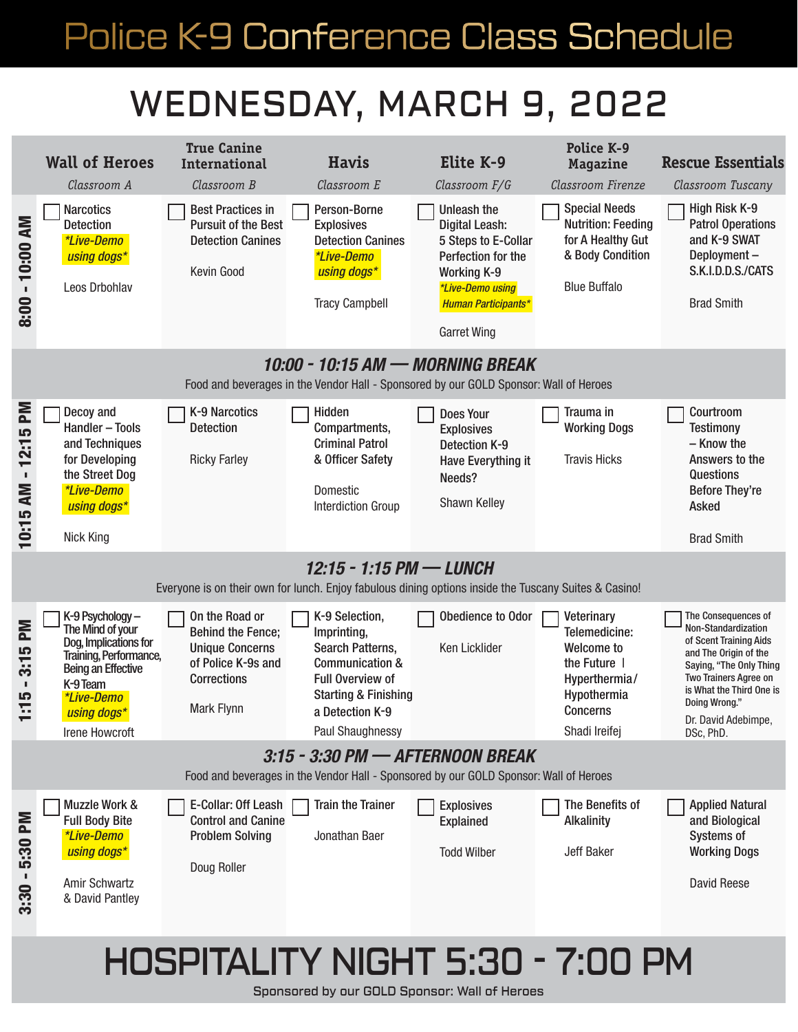# Police K-9 Conference Class Schedule

## WEDNESDAY, MARCH 9, 2022

| | Wall of Heroes *Classroom A* | True Canine International *Classroom B* | Havis *Classroom E* | Elite K-9 *Classroom F/G* | Police K-9 Magazine *Classroom Firenze* | Rescue Essentials *Classroom Tuscany* |
|---|---|---|---|---|---|---|
| **8:00 - 10:00 AM** | ☐ Narcotics Detection *\*Live-Demo using dogs\** Leos Drbohlav | ☐ Best Practices in Pursuit of the Best Detection Canines Kevin Good | ☐ Person-Borne Explosives Detection Canines *\*Live-Demo using dogs\** Tracy Campbell | ☐ Unleash the Digital Leash: 5 Steps to E-Collar Perfection for the Working K-9 *\*Live-Demo using Human Participants\** Garret Wing | ☐ Special Needs Nutrition: Feeding for A Healthy Gut & Body Condition Blue Buffalo | ☐ High Risk K-9 Patrol Operations and K-9 SWAT Deployment – S.K.I.D.D.S./CATS Brad Smith |
| **10:00 - 10:15 AM — MORNING BREAK** Food and beverages in the Vendor Hall - Sponsored by our GOLD Sponsor: Wall of Heroes | | | | | | |
| **10:15 AM - 12:15 PM** | ☐ Decoy and Handler – Tools and Techniques for Developing the Street Dog *\*Live-Demo using dogs\** Nick King | ☐ K-9 Narcotics Detection Ricky Farley | ☐ Hidden Compartments, Criminal Patrol & Officer Safety Domestic Interdiction Group | ☐ Does Your Explosives Detection K-9 Have Everything it Needs? Shawn Kelley | ☐ Trauma in Working Dogs Travis Hicks | ☐ Courtroom Testimony – Know the Answers to the Questions Before They're Asked Brad Smith |
| **12:15 - 1:15 PM — LUNCH** Everyone is on their own for lunch. Enjoy fabulous dining options inside the Tuscany Suites & Casino! | | | | | | |
| **1:15 - 3:15 PM** | ☐ K-9 Psychology – The Mind of your Dog, Implications for Training, Performance, Being an Effective K-9 Team *\*Live-Demo using dogs\** Irene Howcroft | ☐ On the Road or Behind the Fence; Unique Concerns of Police K-9s and Corrections Mark Flynn | ☐ K-9 Selection, Imprinting, Search Patterns, Communication & Full Overview of Starting & Finishing a Detection K-9 Paul Shaughnessy | ☐ Obedience to Odor Ken Licklider | ☐ Veterinary Telemedicine: Welcome to the Future \| Hyperthermia/ Hypothermia Concerns Shadi Ireifej | ☐ The Consequences of Non-Standardization of Scent Training Aids and The Origin of the Saying, "The Only Thing Two Trainers Agree on is What the Third One is Doing Wrong." Dr. David Adebimpe, DSc, PhD. |
| **3:15 - 3:30 PM — AFTERNOON BREAK** Food and beverages in the Vendor Hall - Sponsored by our GOLD Sponsor: Wall of Heroes | | | | | | |
| **3:30 - 5:30 PM** | ☐ Muzzle Work & Full Body Bite *\*Live-Demo using dogs\** Amir Schwartz & David Pantley | ☐ E-Collar: Off Leash Control and Canine Problem Solving Doug Roller | ☐ Train the Trainer Jonathan Baer | ☐ Explosives Explained Todd Wilber | ☐ The Benefits of Alkalinity Jeff Baker | ☐ Applied Natural and Biological Systems of Working Dogs David Reese |

## HOSPITALITY NIGHT 5:30 - 7:00 PM

Sponsored by our GOLD Sponsor: Wall of Heroes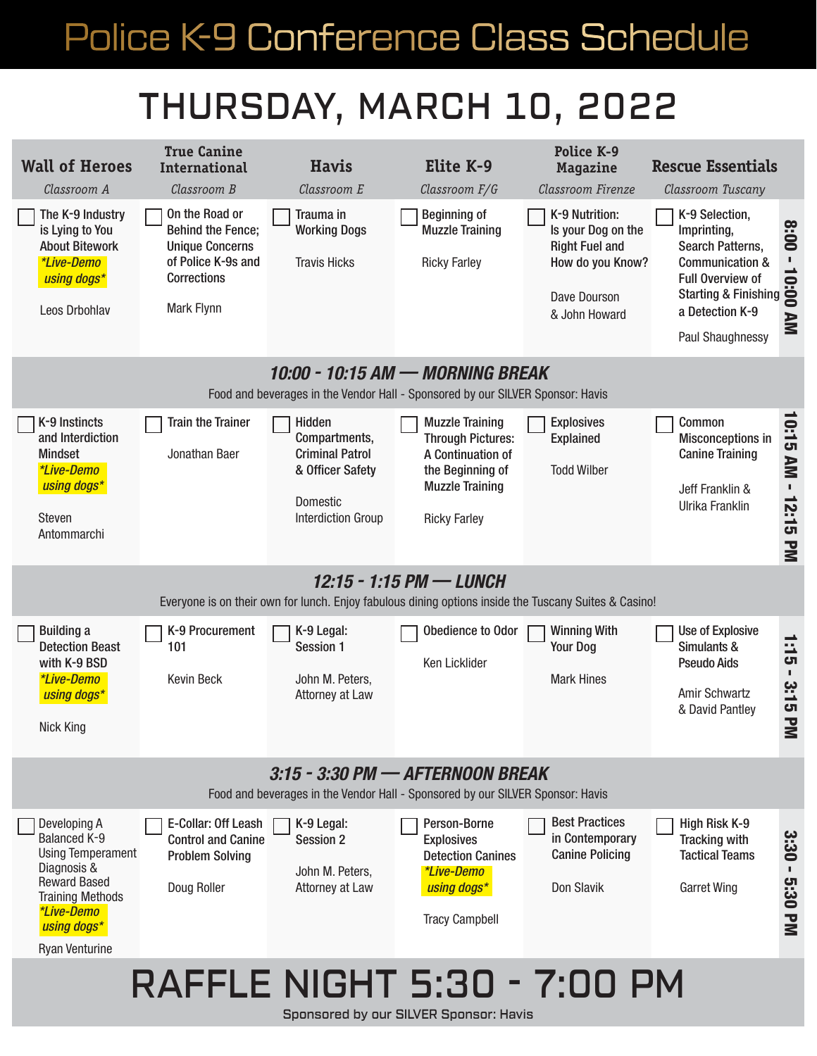# Police K-9 Conference Class Schedule

## THURSDAY, MARCH 10, 2022

| Wall of Heroes<br>*Classroom A* | True Canine International<br>*Classroom B* | Havis<br>*Classroom E* | Elite K-9<br>*Classroom F/G* | Police K-9 Magazine<br>*Classroom Firenze* | Rescue Essentials<br>*Classroom Tuscany* | |
|---|---|---|---|---|---|---|
| ☐ The K-9 Industry is Lying to You About Bitework *\*Live-Demo using dogs\**<br>Leos Drbohlav | ☐ On the Road or Behind the Fence; Unique Concerns of Police K-9s and Corrections<br>Mark Flynn | ☐ Trauma in Working Dogs<br>Travis Hicks | ☐ Beginning of Muzzle Training<br>Ricky Farley | ☐ K-9 Nutrition: Is your Dog on the Right Fuel and How do you Know?<br>Dave Dourson & John Howard | ☐ K-9 Selection, Imprinting, Search Patterns, Communication & Full Overview of Starting & Finishing a Detection K-9<br>Paul Shaughnessy | **8:00 - 10:00 AM** |

### *10:00 - 10:15 AM — MORNING BREAK*

Food and beverages in the Vendor Hall - Sponsored by our SILVER Sponsor: Havis

| Wall of Heroes | True Canine International | Havis | Elite K-9 | Police K-9 Magazine | Rescue Essentials | |
|---|---|---|---|---|---|---|
| ☐ K-9 Instincts and Interdiction Mindset *\*Live-Demo using dogs\**<br>Steven Antommarchi | ☐ Train the Trainer<br>Jonathan Baer | ☐ Hidden Compartments, Criminal Patrol & Officer Safety<br>Domestic Interdiction Group | ☐ Muzzle Training Through Pictures: A Continuation of the Beginning of Muzzle Training<br>Ricky Farley | ☐ Explosives Explained<br>Todd Wilber | ☐ Common Misconceptions in Canine Training<br>Jeff Franklin & Ulrika Franklin | **10:15 AM - 12:15 PM** |

### *12:15 - 1:15 PM — LUNCH*

Everyone is on their own for lunch. Enjoy fabulous dining options inside the Tuscany Suites & Casino!

| Wall of Heroes | True Canine International | Havis | Elite K-9 | Police K-9 Magazine | Rescue Essentials | |
|---|---|---|---|---|---|---|
| ☐ Building a Detection Beast with K-9 BSD *\*Live-Demo using dogs\**<br>Nick King | ☐ K-9 Procurement 101<br>Kevin Beck | ☐ K-9 Legal: Session 1<br>John M. Peters, Attorney at Law | ☐ Obedience to Odor<br>Ken Licklider | ☐ Winning With Your Dog<br>Mark Hines | ☐ Use of Explosive Simulants & Pseudo Aids<br>Amir Schwartz & David Pantley | **1:15 - 3:15 PM** |

### *3:15 - 3:30 PM — AFTERNOON BREAK*

Food and beverages in the Vendor Hall - Sponsored by our SILVER Sponsor: Havis

| Wall of Heroes | True Canine International | Havis | Elite K-9 | Police K-9 Magazine | Rescue Essentials | |
|---|---|---|---|---|---|---|
| ☐ Developing A Balanced K-9 Using Temperament Diagnosis & Reward Based Training Methods *\*Live-Demo using dogs\**<br>Ryan Venturine | ☐ E-Collar: Off Leash Control and Canine Problem Solving<br>Doug Roller | ☐ K-9 Legal: Session 2<br>John M. Peters, Attorney at Law | ☐ Person-Borne Explosives Detection Canines *\*Live-Demo using dogs\**<br>Tracy Campbell | ☐ Best Practices in Contemporary Canine Policing<br>Don Slavik | ☐ High Risk K-9 Tracking with Tactical Teams<br>Garret Wing | **3:30 - 5:30 PM** |

# RAFFLE NIGHT 5:30 - 7:00 PM

Sponsored by our SILVER Sponsor: Havis